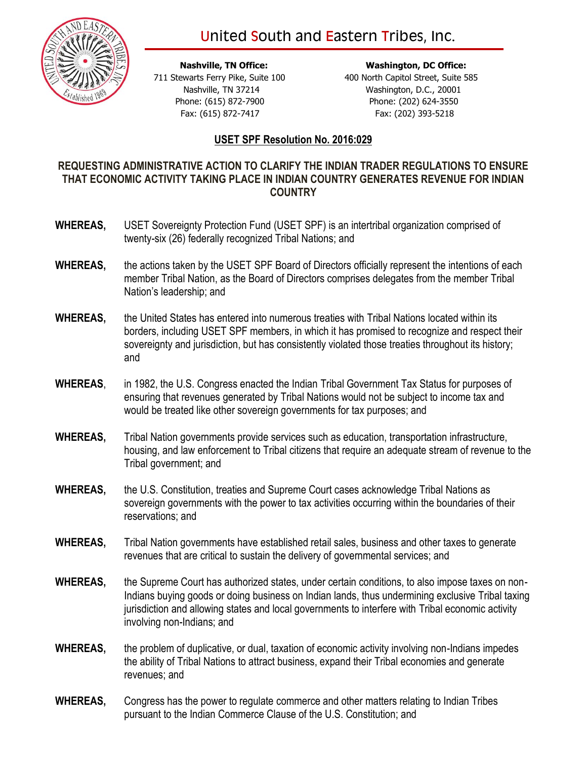# United South and Eastern Tribes, Inc.

**Nashville, TN Office:**
711 Stewarts Ferry Pike, Suite 100
Nashville, TN 37214
Phone: (615) 872-7900
Fax: (615) 872-7417

**Washington, DC Office:**
400 North Capitol Street, Suite 585
Washington, D.C., 20001
Phone: (202) 624-3550
Fax: (202) 393-5218

## USET SPF Resolution No. 2016:029

## REQUESTING ADMINISTRATIVE ACTION TO CLARIFY THE INDIAN TRADER REGULATIONS TO ENSURE THAT ECONOMIC ACTIVITY TAKING PLACE IN INDIAN COUNTRY GENERATES REVENUE FOR INDIAN COUNTRY

**WHEREAS,** USET Sovereignty Protection Fund (USET SPF) is an intertribal organization comprised of twenty-six (26) federally recognized Tribal Nations; and

**WHEREAS,** the actions taken by the USET SPF Board of Directors officially represent the intentions of each member Tribal Nation, as the Board of Directors comprises delegates from the member Tribal Nation's leadership; and

**WHEREAS,** the United States has entered into numerous treaties with Tribal Nations located within its borders, including USET SPF members, in which it has promised to recognize and respect their sovereignty and jurisdiction, but has consistently violated those treaties throughout its history; and

**WHEREAS**, in 1982, the U.S. Congress enacted the Indian Tribal Government Tax Status for purposes of ensuring that revenues generated by Tribal Nations would not be subject to income tax and would be treated like other sovereign governments for tax purposes; and

**WHEREAS,** Tribal Nation governments provide services such as education, transportation infrastructure, housing, and law enforcement to Tribal citizens that require an adequate stream of revenue to the Tribal government; and

**WHEREAS,** the U.S. Constitution, treaties and Supreme Court cases acknowledge Tribal Nations as sovereign governments with the power to tax activities occurring within the boundaries of their reservations; and

**WHEREAS,** Tribal Nation governments have established retail sales, business and other taxes to generate revenues that are critical to sustain the delivery of governmental services; and

**WHEREAS,** the Supreme Court has authorized states, under certain conditions, to also impose taxes on non-Indians buying goods or doing business on Indian lands, thus undermining exclusive Tribal taxing jurisdiction and allowing states and local governments to interfere with Tribal economic activity involving non-Indians; and

**WHEREAS,** the problem of duplicative, or dual, taxation of economic activity involving non-Indians impedes the ability of Tribal Nations to attract business, expand their Tribal economies and generate revenues; and

**WHEREAS,** Congress has the power to regulate commerce and other matters relating to Indian Tribes pursuant to the Indian Commerce Clause of the U.S. Constitution; and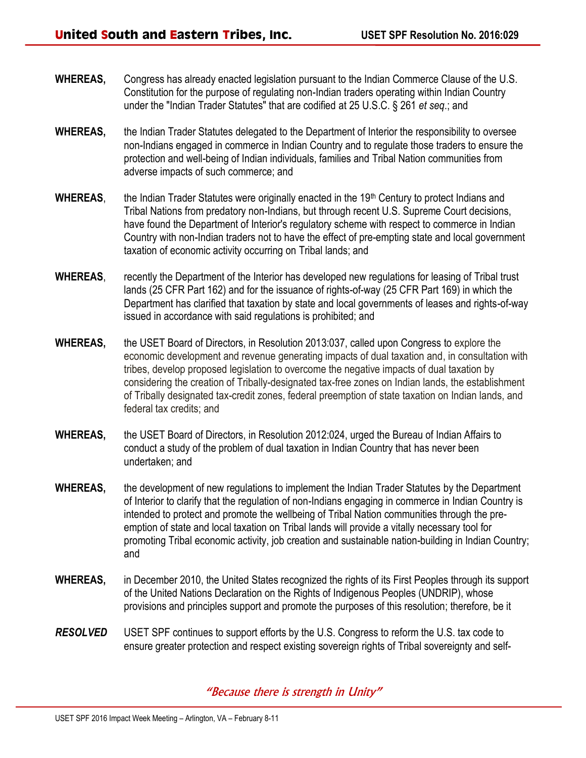**WHEREAS,** Congress has already enacted legislation pursuant to the Indian Commerce Clause of the U.S. Constitution for the purpose of regulating non-Indian traders operating within Indian Country under the "Indian Trader Statutes" that are codified at 25 U.S.C. § 261 *et seq*.; and

**WHEREAS,** the Indian Trader Statutes delegated to the Department of Interior the responsibility to oversee non-Indians engaged in commerce in Indian Country and to regulate those traders to ensure the protection and well-being of Indian individuals, families and Tribal Nation communities from adverse impacts of such commerce; and

**WHEREAS**, the Indian Trader Statutes were originally enacted in the 19th Century to protect Indians and Tribal Nations from predatory non-Indians, but through recent U.S. Supreme Court decisions, have found the Department of Interior's regulatory scheme with respect to commerce in Indian Country with non-Indian traders not to have the effect of pre-empting state and local government taxation of economic activity occurring on Tribal lands; and

**WHEREAS**, recently the Department of the Interior has developed new regulations for leasing of Tribal trust lands (25 CFR Part 162) and for the issuance of rights-of-way (25 CFR Part 169) in which the Department has clarified that taxation by state and local governments of leases and rights-of-way issued in accordance with said regulations is prohibited; and

**WHEREAS,** the USET Board of Directors, in Resolution 2013:037, called upon Congress to explore the economic development and revenue generating impacts of dual taxation and, in consultation with tribes, develop proposed legislation to overcome the negative impacts of dual taxation by considering the creation of Tribally-designated tax-free zones on Indian lands, the establishment of Tribally designated tax-credit zones, federal preemption of state taxation on Indian lands, and federal tax credits; and

**WHEREAS,** the USET Board of Directors, in Resolution 2012:024, urged the Bureau of Indian Affairs to conduct a study of the problem of dual taxation in Indian Country that has never been undertaken; and

**WHEREAS,** the development of new regulations to implement the Indian Trader Statutes by the Department of Interior to clarify that the regulation of non-Indians engaging in commerce in Indian Country is intended to protect and promote the wellbeing of Tribal Nation communities through the pre-emption of state and local taxation on Tribal lands will provide a vitally necessary tool for promoting Tribal economic activity, job creation and sustainable nation-building in Indian Country; and

**WHEREAS,** in December 2010, the United States recognized the rights of its First Peoples through its support of the United Nations Declaration on the Rights of Indigenous Peoples (UNDRIP), whose provisions and principles support and promote the purposes of this resolution; therefore, be it

***RESOLVED*** USET SPF continues to support efforts by the U.S. Congress to reform the U.S. tax code to ensure greater protection and respect existing sovereign rights of Tribal sovereignty and self-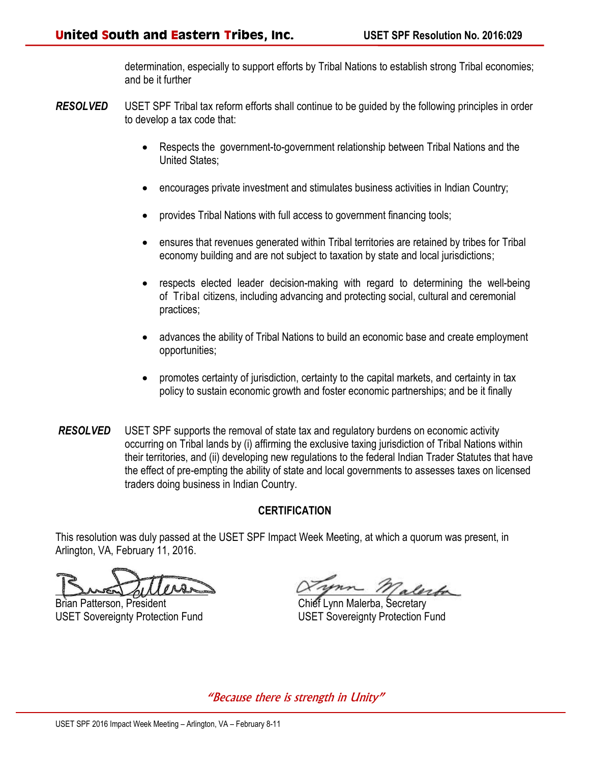determination, especially to support efforts by Tribal Nations to establish strong Tribal economies; and be it further

***RESOLVED*** USET SPF Tribal tax reform efforts shall continue to be guided by the following principles in order to develop a tax code that:

- Respects the government-to-government relationship between Tribal Nations and the United States;
- encourages private investment and stimulates business activities in Indian Country;
- provides Tribal Nations with full access to government financing tools;
- ensures that revenues generated within Tribal territories are retained by tribes for Tribal economy building and are not subject to taxation by state and local jurisdictions;
- respects elected leader decision-making with regard to determining the well-being of Tribal citizens, including advancing and protecting social, cultural and ceremonial practices;
- advances the ability of Tribal Nations to build an economic base and create employment opportunities;
- promotes certainty of jurisdiction, certainty to the capital markets, and certainty in tax policy to sustain economic growth and foster economic partnerships; and be it finally

***RESOLVED*** USET SPF supports the removal of state tax and regulatory burdens on economic activity occurring on Tribal lands by (i) affirming the exclusive taxing jurisdiction of Tribal Nations within their territories, and (ii) developing new regulations to the federal Indian Trader Statutes that have the effect of pre-empting the ability of state and local governments to assesses taxes on licensed traders doing business in Indian Country.

**CERTIFICATION**

This resolution was duly passed at the USET SPF Impact Week Meeting, at which a quorum was present, in Arlington, VA, February 11, 2016.

Brian Patterson, President
USET Sovereignty Protection Fund

Chief Lynn Malerba, Secretary
USET Sovereignty Protection Fund

*"Because there is strength in Unity"*